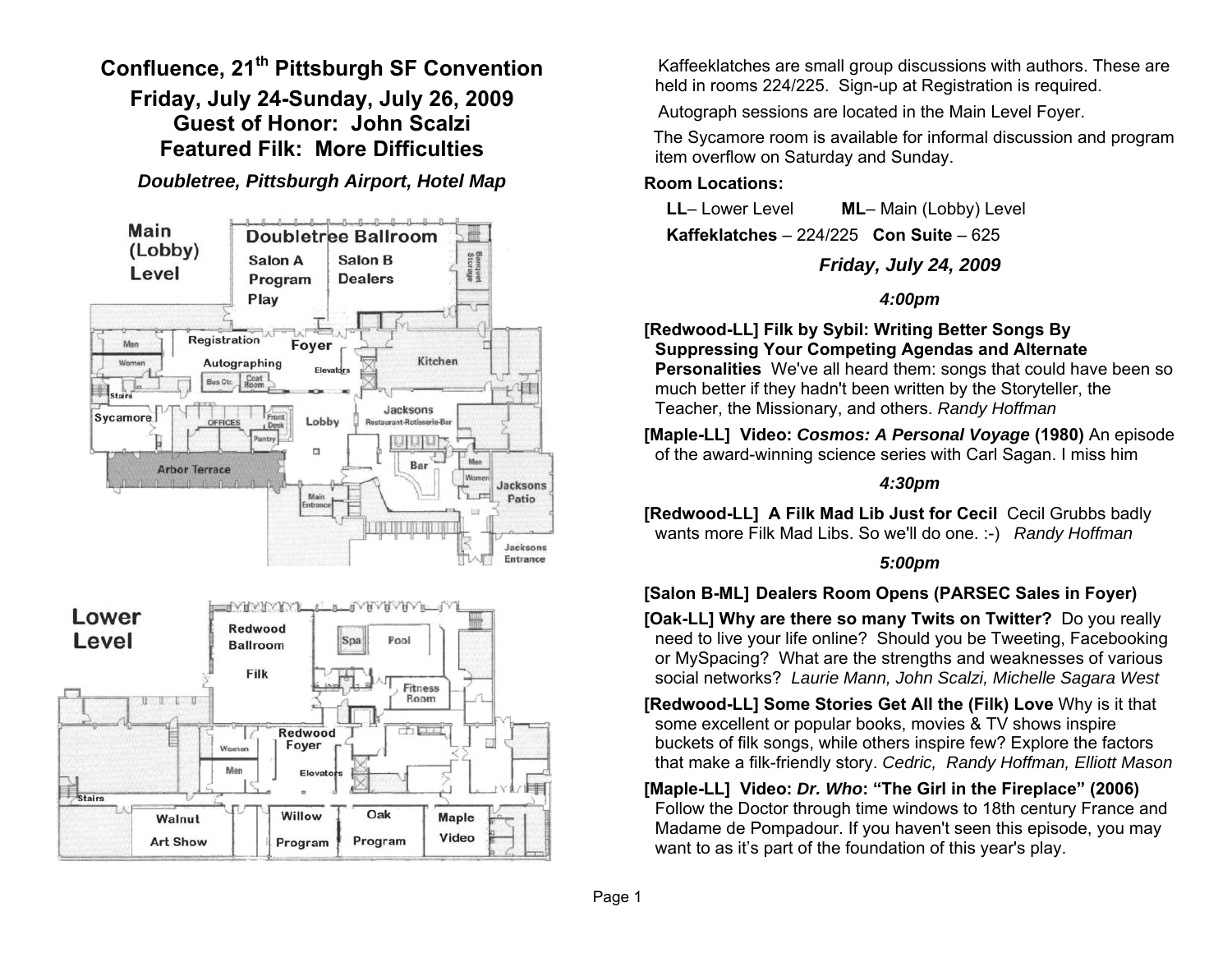# Confluence, 21th Pittsburgh SF Convention

## Friday, July 24-Sunday, July 26, 2009
## Guest of Honor: John Scalzi
## Featured Filk: More Difficulties

***Doubletree, Pittsburgh Airport, Hotel Map***

Kaffeeklatches are small group discussions with authors. These are held in rooms 224/225. Sign-up at Registration is required.

Autograph sessions are located in the Main Level Foyer.

The Sycamore room is available for informal discussion and program item overflow on Saturday and Sunday.

**Room Locations:**

**LL**– Lower Level **ML**– Main (Lobby) Level

**Kaffeklatches** – 224/225 **Con Suite** – 625

### *Friday, July 24, 2009*

#### *4:00pm*

**[Redwood-LL] Filk by Sybil: Writing Better Songs By Suppressing Your Competing Agendas and Alternate Personalities** We've all heard them: songs that could have been so much better if they hadn't been written by the Storyteller, the Teacher, the Missionary, and others. *Randy Hoffman*

**[Maple-LL] Video: *Cosmos: A Personal Voyage* (1980)** An episode of the award-winning science series with Carl Sagan. I miss him

#### *4:30pm*

**[Redwood-LL] A Filk Mad Lib Just for Cecil** Cecil Grubbs badly wants more Filk Mad Libs. So we'll do one. :-) *Randy Hoffman*

#### *5:00pm*

**[Salon B-ML] Dealers Room Opens (PARSEC Sales in Foyer)**

**[Oak-LL] Why are there so many Twits on Twitter?** Do you really need to live your life online? Should you be Tweeting, Facebooking or MySpacing? What are the strengths and weaknesses of various social networks? *Laurie Mann, John Scalzi, Michelle Sagara West*

**[Redwood-LL] Some Stories Get All the (Filk) Love** Why is it that some excellent or popular books, movies & TV shows inspire buckets of filk songs, while others inspire few? Explore the factors that make a filk-friendly story. *Cedric, Randy Hoffman, Elliott Mason*

**[Maple-LL] Video: *Dr. Who*: "The Girl in the Fireplace" (2006)** Follow the Doctor through time windows to 18th century France and Madame de Pompadour. If you haven't seen this episode, you may want to as it's part of the foundation of this year's play.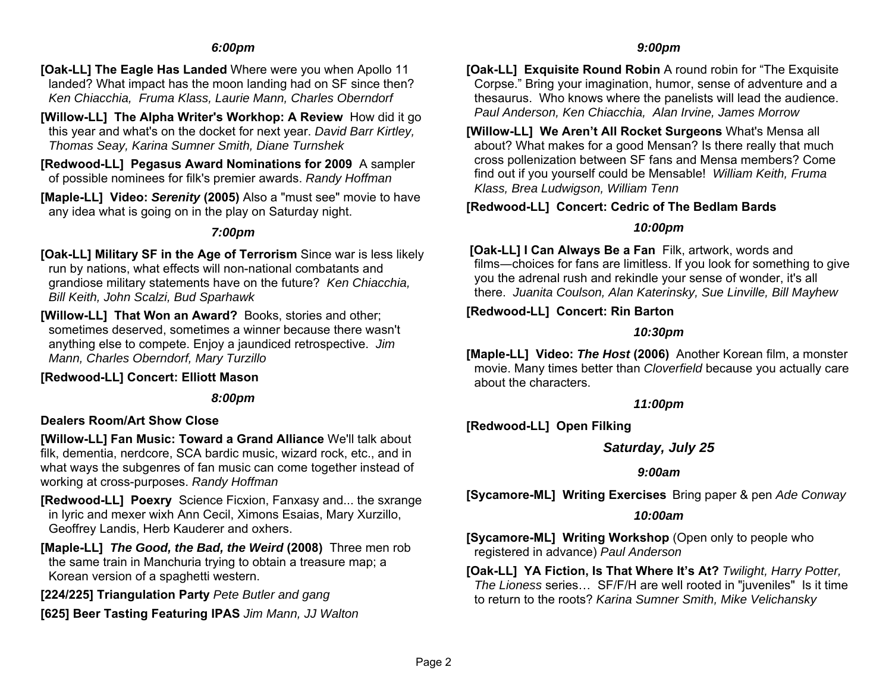### *6:00pm*

**[Oak-LL] The Eagle Has Landed** Where were you when Apollo 11 landed? What impact has the moon landing had on SF since then? *Ken Chiacchia, Fruma Klass, Laurie Mann, Charles Oberndorf*

**[Willow-LL] The Alpha Writer's Workhop: A Review** How did it go this year and what's on the docket for next year. *David Barr Kirtley, Thomas Seay, Karina Sumner Smith, Diane Turnshek*

**[Redwood-LL] Pegasus Award Nominations for 2009** A sampler of possible nominees for filk's premier awards. *Randy Hoffman*

**[Maple-LL] Video: *Serenity* (2005)** Also a "must see" movie to have any idea what is going on in the play on Saturday night.

### *7:00pm*

**[Oak-LL] Military SF in the Age of Terrorism** Since war is less likely run by nations, what effects will non-national combatants and grandiose military statements have on the future? *Ken Chiacchia, Bill Keith, John Scalzi, Bud Sparhawk*

**[Willow-LL] That Won an Award?** Books, stories and other; sometimes deserved, sometimes a winner because there wasn't anything else to compete. Enjoy a jaundiced retrospective. *Jim Mann, Charles Oberndorf, Mary Turzillo*

**[Redwood-LL] Concert: Elliott Mason**

### *8:00pm*

**Dealers Room/Art Show Close**

**[Willow-LL] Fan Music: Toward a Grand Alliance** We'll talk about filk, dementia, nerdcore, SCA bardic music, wizard rock, etc., and in what ways the subgenres of fan music can come together instead of working at cross-purposes. *Randy Hoffman*

**[Redwood-LL] Poexry** Science Ficxion, Fanxasy and... the sxrange in lyric and mexer wixh Ann Cecil, Ximons Esaias, Mary Xurzillo, Geoffrey Landis, Herb Kauderer and oxhers.

**[Maple-LL] *The Good, the Bad, the Weird* (2008)** Three men rob the same train in Manchuria trying to obtain a treasure map; a Korean version of a spaghetti western.

**[224/225] Triangulation Party** *Pete Butler and gang*

**[625] Beer Tasting Featuring IPAS** *Jim Mann, JJ Walton*

### *9:00pm*

**[Oak-LL] Exquisite Round Robin** A round robin for "The Exquisite Corpse." Bring your imagination, humor, sense of adventure and a thesaurus. Who knows where the panelists will lead the audience. *Paul Anderson, Ken Chiacchia, Alan Irvine, James Morrow*

**[Willow-LL] We Aren't All Rocket Surgeons** What's Mensa all about? What makes for a good Mensan? Is there really that much cross pollenization between SF fans and Mensa members? Come find out if you yourself could be Mensable! *William Keith, Fruma Klass, Brea Ludwigson, William Tenn*

**[Redwood-LL] Concert: Cedric of The Bedlam Bards**

### *10:00pm*

**[Oak-LL] I Can Always Be a Fan** Filk, artwork, words and films—choices for fans are limitless. If you look for something to give you the adrenal rush and rekindle your sense of wonder, it's all there. *Juanita Coulson, Alan Katerinsky, Sue Linville, Bill Mayhew*

**[Redwood-LL] Concert: Rin Barton**

### *10:30pm*

**[Maple-LL] Video: *The Host* (2006)** Another Korean film, a monster movie. Many times better than *Cloverfield* because you actually care about the characters.

### *11:00pm*

**[Redwood-LL] Open Filking**

## *Saturday, July 25*

### *9:00am*

**[Sycamore-ML] Writing Exercises** Bring paper & pen *Ade Conway*

### *10:00am*

**[Sycamore-ML] Writing Workshop** (Open only to people who registered in advance) *Paul Anderson*

**[Oak-LL] YA Fiction, Is That Where It's At?** *Twilight, Harry Potter, The Lioness* series… SF/F/H are well rooted in "juveniles" Is it time to return to the roots? *Karina Sumner Smith, Mike Velichansky*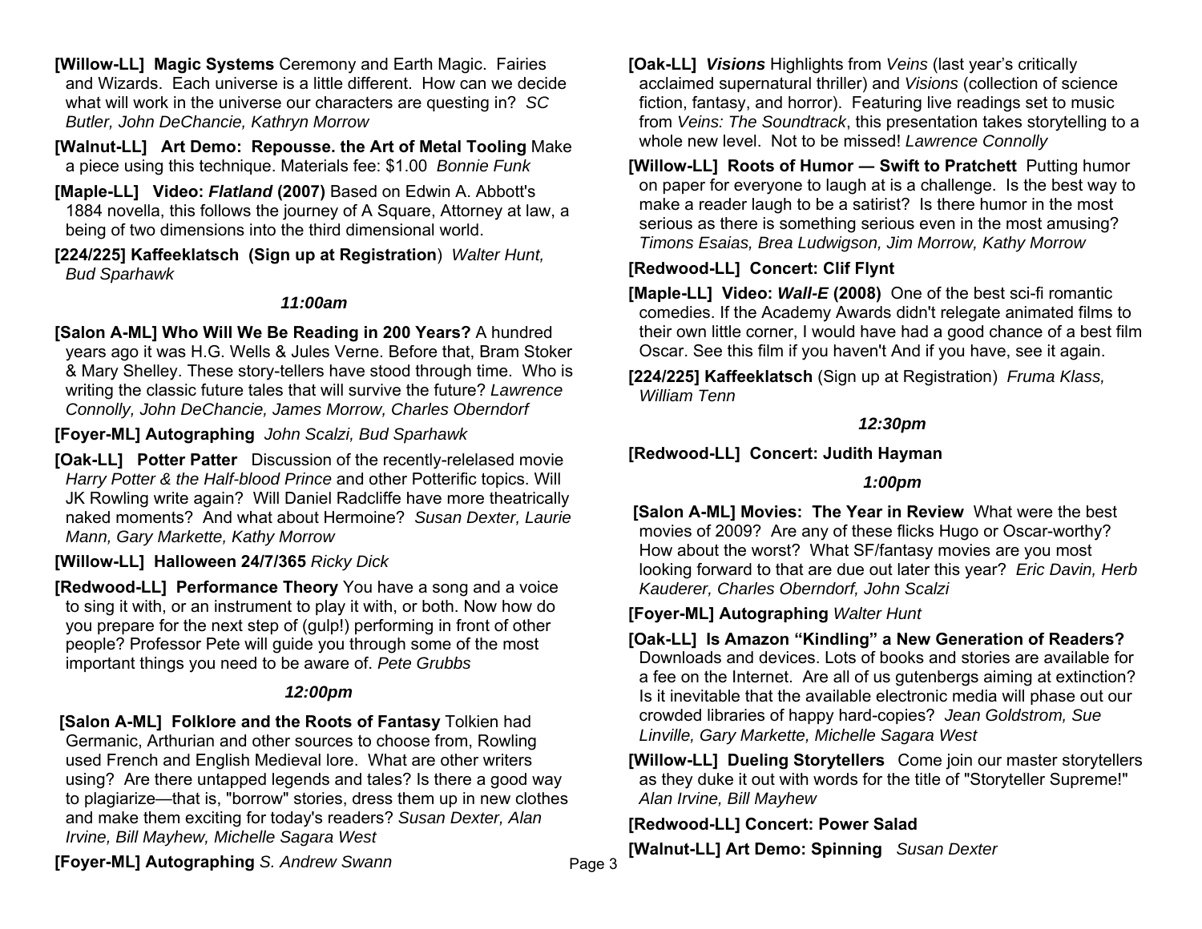**[Willow-LL] Magic Systems** Ceremony and Earth Magic. Fairies and Wizards. Each universe is a little different. How can we decide what will work in the universe our characters are questing in? *SC Butler, John DeChancie, Kathryn Morrow*

**[Walnut-LL] Art Demo: Repousse. the Art of Metal Tooling** Make a piece using this technique. Materials fee: $1.00 *Bonnie Funk*

**[Maple-LL] Video: *Flatland* (2007)** Based on Edwin A. Abbott's 1884 novella, this follows the journey of A Square, Attorney at law, a being of two dimensions into the third dimensional world.

**[224/225] Kaffeeklatsch (Sign up at Registration**) *Walter Hunt, Bud Sparhawk*

### *11:00am*

**[Salon A-ML] Who Will We Be Reading in 200 Years?** A hundred years ago it was H.G. Wells & Jules Verne. Before that, Bram Stoker & Mary Shelley. These story-tellers have stood through time. Who is writing the classic future tales that will survive the future? *Lawrence Connolly, John DeChancie, James Morrow, Charles Oberndorf*

**[Foyer-ML] Autographing** *John Scalzi, Bud Sparhawk*

**[Oak-LL] Potter Patter** Discussion of the recently-relelased movie *Harry Potter & the Half-blood Prince* and other Potterific topics. Will JK Rowling write again? Will Daniel Radcliffe have more theatrically naked moments? And what about Hermoine? *Susan Dexter, Laurie Mann, Gary Markette, Kathy Morrow*

**[Willow-LL] Halloween 24/7/365** *Ricky Dick*

**[Redwood-LL] Performance Theory** You have a song and a voice to sing it with, or an instrument to play it with, or both. Now how do you prepare for the next step of (gulp!) performing in front of other people? Professor Pete will guide you through some of the most important things you need to be aware of. *Pete Grubbs*

### *12:00pm*

**[Salon A-ML] Folklore and the Roots of Fantasy** Tolkien had Germanic, Arthurian and other sources to choose from, Rowling used French and English Medieval lore. What are other writers using? Are there untapped legends and tales? Is there a good way to plagiarize—that is, "borrow" stories, dress them up in new clothes and make them exciting for today's readers? *Susan Dexter, Alan Irvine, Bill Mayhew, Michelle Sagara West*

**[Foyer-ML] Autographing** *S. Andrew Swann*

**[Oak-LL] *Visions*** Highlights from *Veins* (last year's critically acclaimed supernatural thriller) and *Visions* (collection of science fiction, fantasy, and horror). Featuring live readings set to music from *Veins: The Soundtrack*, this presentation takes storytelling to a whole new level. Not to be missed! *Lawrence Connolly*

**[Willow-LL] Roots of Humor — Swift to Pratchett** Putting humor on paper for everyone to laugh at is a challenge. Is the best way to make a reader laugh to be a satirist? Is there humor in the most serious as there is something serious even in the most amusing? *Timons Esaias, Brea Ludwigson, Jim Morrow, Kathy Morrow*

**[Redwood-LL] Concert: Clif Flynt**

**[Maple-LL] Video: *Wall-E* (2008)** One of the best sci-fi romantic comedies. If the Academy Awards didn't relegate animated films to their own little corner, I would have had a good chance of a best film Oscar. See this film if you haven't And if you have, see it again.

**[224/225] Kaffeeklatsch** (Sign up at Registration) *Fruma Klass, William Tenn*

### *12:30pm*

**[Redwood-LL] Concert: Judith Hayman**

### *1:00pm*

**[Salon A-ML] Movies: The Year in Review** What were the best movies of 2009? Are any of these flicks Hugo or Oscar-worthy? How about the worst? What SF/fantasy movies are you most looking forward to that are due out later this year? *Eric Davin, Herb Kauderer, Charles Oberndorf, John Scalzi*

**[Foyer-ML] Autographing** *Walter Hunt*

**[Oak-LL] Is Amazon "Kindling" a New Generation of Readers?** Downloads and devices. Lots of books and stories are available for a fee on the Internet. Are all of us gutenbergs aiming at extinction? Is it inevitable that the available electronic media will phase out our crowded libraries of happy hard-copies? *Jean Goldstrom, Sue Linville, Gary Markette, Michelle Sagara West*

**[Willow-LL] Dueling Storytellers** Come join our master storytellers as they duke it out with words for the title of "Storyteller Supreme!" *Alan Irvine, Bill Mayhew*

**[Redwood-LL] Concert: Power Salad**

**[Walnut-LL] Art Demo: Spinning** *Susan Dexter*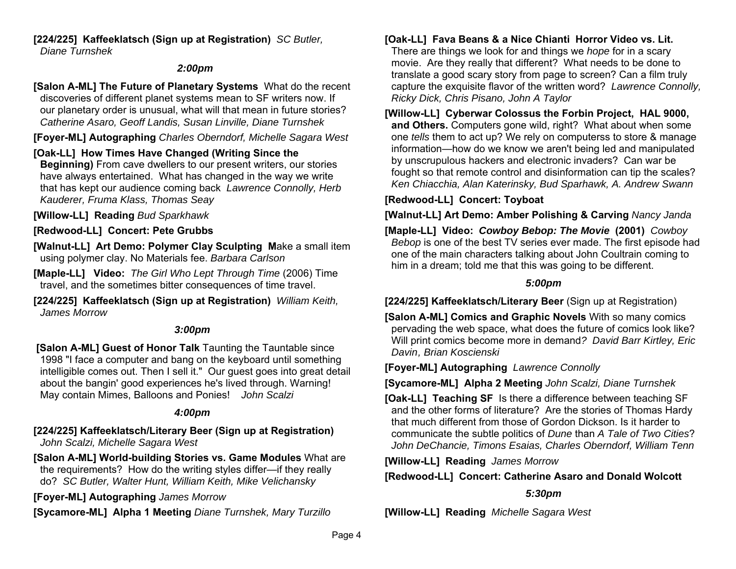**[224/225] Kaffeeklatsch (Sign up at Registration)** *SC Butler, Diane Turnshek*

### *2:00pm*

**[Salon A-ML] The Future of Planetary Systems** What do the recent discoveries of different planet systems mean to SF writers now. If our planetary order is unusual, what will that mean in future stories? *Catherine Asaro, Geoff Landis, Susan Linville, Diane Turnshek*

**[Foyer-ML] Autographing** *Charles Oberndorf, Michelle Sagara West*

**[Oak-LL] How Times Have Changed (Writing Since the Beginning)** From cave dwellers to our present writers, our stories have always entertained. What has changed in the way we write that has kept our audience coming back *Lawrence Connolly, Herb Kauderer, Fruma Klass, Thomas Seay*

**[Willow-LL] Reading** *Bud Sparkhawk*

**[Redwood-LL] Concert: Pete Grubbs**

**[Walnut-LL] Art Demo: Polymer Clay Sculpting M**ake a small item using polymer clay. No Materials fee. *Barbara Carlson*

**[Maple-LL] Video:** *The Girl Who Lept Through Time* (2006) Time travel, and the sometimes bitter consequences of time travel.

**[224/225] Kaffeeklatsch (Sign up at Registration)** *William Keith, James Morrow*

### *3:00pm*

**[Salon A-ML] Guest of Honor Talk** Taunting the Tauntable since 1998 "I face a computer and bang on the keyboard until something intelligible comes out. Then I sell it." Our guest goes into great detail about the bangin' good experiences he's lived through. Warning! May contain Mimes, Balloons and Ponies! *John Scalzi*

### *4:00pm*

**[224/225] Kaffeeklatsch/Literary Beer (Sign up at Registration)** *John Scalzi, Michelle Sagara West*

**[Salon A-ML] World-building Stories vs. Game Modules** What are the requirements? How do the writing styles differ—if they really do? *SC Butler, Walter Hunt, William Keith, Mike Velichansky*

**[Foyer-ML] Autographing** *James Morrow*

**[Sycamore-ML] Alpha 1 Meeting** *Diane Turnshek, Mary Turzillo*

**[Oak-LL] Fava Beans & a Nice Chianti Horror Video vs. Lit.** There are things we look for and things we *hope* for in a scary movie. Are they really that different? What needs to be done to translate a good scary story from page to screen? Can a film truly capture the exquisite flavor of the written word? *Lawrence Connolly, Ricky Dick, Chris Pisano, John A Taylor*

**[Willow-LL] Cyberwar Colossus the Forbin Project, HAL 9000, and Others.** Computers gone wild, right? What about when some one *tells* them to act up? We rely on computerss to store & manage information—how do we know we aren't being led and manipulated by unscrupulous hackers and electronic invaders? Can war be fought so that remote control and disinformation can tip the scales? *Ken Chiacchia, Alan Katerinsky, Bud Sparhawk, A. Andrew Swann*

**[Redwood-LL] Concert: Toyboat**

**[Walnut-LL] Art Demo: Amber Polishing & Carving** *Nancy Janda*

**[Maple-LL] Video: *Cowboy Bebop: The Movie* (2001)** *Cowboy Bebop* is one of the best TV series ever made. The first episode had one of the main characters talking about John Coultrain coming to him in a dream; told me that this was going to be different.

### *5:00pm*

**[224/225] Kaffeeklatsch/Literary Beer** (Sign up at Registration)

**[Salon A-ML] Comics and Graphic Novels** With so many comics pervading the web space, what does the future of comics look like? Will print comics become more in demand? *David Barr Kirtley, Eric Davin, Brian Koscienski*

**[Foyer-ML] Autographing** *Lawrence Connolly*

**[Sycamore-ML] Alpha 2 Meeting** *John Scalzi, Diane Turnshek*

**[Oak-LL] Teaching SF** Is there a difference between teaching SF and the other forms of literature? Are the stories of Thomas Hardy that much different from those of Gordon Dickson. Is it harder to communicate the subtle politics of *Dune* than *A Tale of Two Cities*? *John DeChancie, Timons Esaias, Charles Oberndorf, William Tenn*

**[Willow-LL] Reading** *James Morrow*

**[Redwood-LL] Concert: Catherine Asaro and Donald Wolcott**

### *5:30pm*

**[Willow-LL] Reading** *Michelle Sagara West*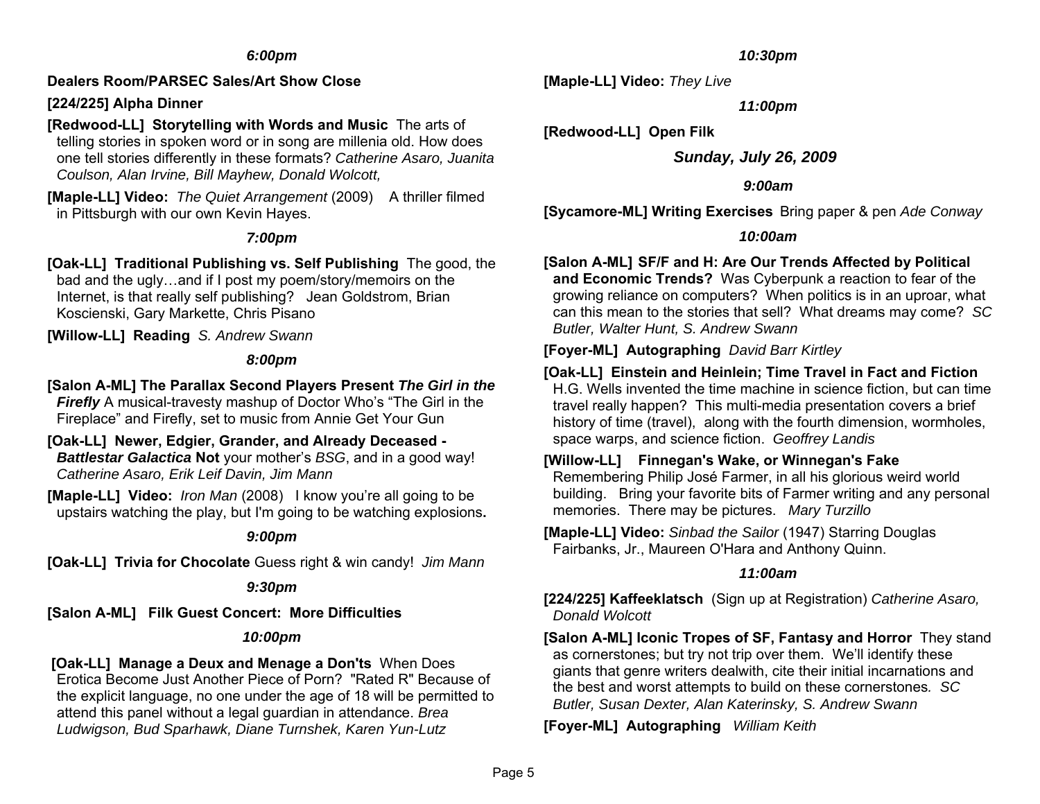### *6:00pm*

**Dealers Room/PARSEC Sales/Art Show Close**

**[224/225] Alpha Dinner**

**[Redwood-LL] Storytelling with Words and Music** The arts of telling stories in spoken word or in song are millenia old. How does one tell stories differently in these formats? *Catherine Asaro, Juanita Coulson, Alan Irvine, Bill Mayhew, Donald Wolcott,*

**[Maple-LL] Video:** *The Quiet Arrangement* (2009) A thriller filmed in Pittsburgh with our own Kevin Hayes.

### *7:00pm*

**[Oak-LL] Traditional Publishing vs. Self Publishing** The good, the bad and the ugly…and if I post my poem/story/memoirs on the Internet, is that really self publishing? Jean Goldstrom, Brian Koscienski, Gary Markette, Chris Pisano

**[Willow-LL] Reading** *S. Andrew Swann*

### *8:00pm*

**[Salon A-ML] The Parallax Second Players Present *The Girl in the Firefly*** A musical-travesty mashup of Doctor Who's "The Girl in the Fireplace" and Firefly, set to music from Annie Get Your Gun

**[Oak-LL] Newer, Edgier, Grander, and Already Deceased - *Battlestar Galactica* Not** your mother's *BSG*, and in a good way! *Catherine Asaro, Erik Leif Davin, Jim Mann*

**[Maple-LL] Video:** *Iron Man* (2008) I know you're all going to be upstairs watching the play, but I'm going to be watching explosions**.**

### *9:00pm*

**[Oak-LL] Trivia for Chocolate** Guess right & win candy! *Jim Mann*

### *9:30pm*

**[Salon A-ML] Filk Guest Concert: More Difficulties**

### *10:00pm*

**[Oak-LL] Manage a Deux and Menage a Don'ts** When Does Erotica Become Just Another Piece of Porn? "Rated R" Because of the explicit language, no one under the age of 18 will be permitted to attend this panel without a legal guardian in attendance. *Brea Ludwigson, Bud Sparhawk, Diane Turnshek, Karen Yun-Lutz*

### *10:30pm*

**[Maple-LL] Video:** *They Live*

### *11:00pm*

**[Redwood-LL] Open Filk**

## *Sunday, July 26, 2009*

### *9:00am*

**[Sycamore-ML] Writing Exercises** Bring paper & pen *Ade Conway*

### *10:00am*

**[Salon A-ML] SF/F and H: Are Our Trends Affected by Political and Economic Trends?** Was Cyberpunk a reaction to fear of the growing reliance on computers? When politics is in an uproar, what can this mean to the stories that sell? What dreams may come? *SC Butler, Walter Hunt, S. Andrew Swann*

**[Foyer-ML] Autographing** *David Barr Kirtley*

**[Oak-LL] Einstein and Heinlein; Time Travel in Fact and Fiction** H.G. Wells invented the time machine in science fiction, but can time travel really happen? This multi-media presentation covers a brief history of time (travel), along with the fourth dimension, wormholes, space warps, and science fiction. *Geoffrey Landis*

**[Willow-LL] Finnegan's Wake, or Winnegan's Fake** Remembering Philip José Farmer, in all his glorious weird world building. Bring your favorite bits of Farmer writing and any personal memories. There may be pictures. *Mary Turzillo*

**[Maple-LL] Video:** *Sinbad the Sailor* (1947) Starring Douglas Fairbanks, Jr., Maureen O'Hara and Anthony Quinn.

### *11:00am*

**[224/225] Kaffeeklatsch** (Sign up at Registration) *Catherine Asaro, Donald Wolcott*

**[Salon A-ML] Iconic Tropes of SF, Fantasy and Horror** They stand as cornerstones; but try not trip over them. We'll identify these giants that genre writers dealwith, cite their initial incarnations and the best and worst attempts to build on these cornerstones*. SC Butler, Susan Dexter, Alan Katerinsky, S. Andrew Swann*

**[Foyer-ML] Autographing** *William Keith*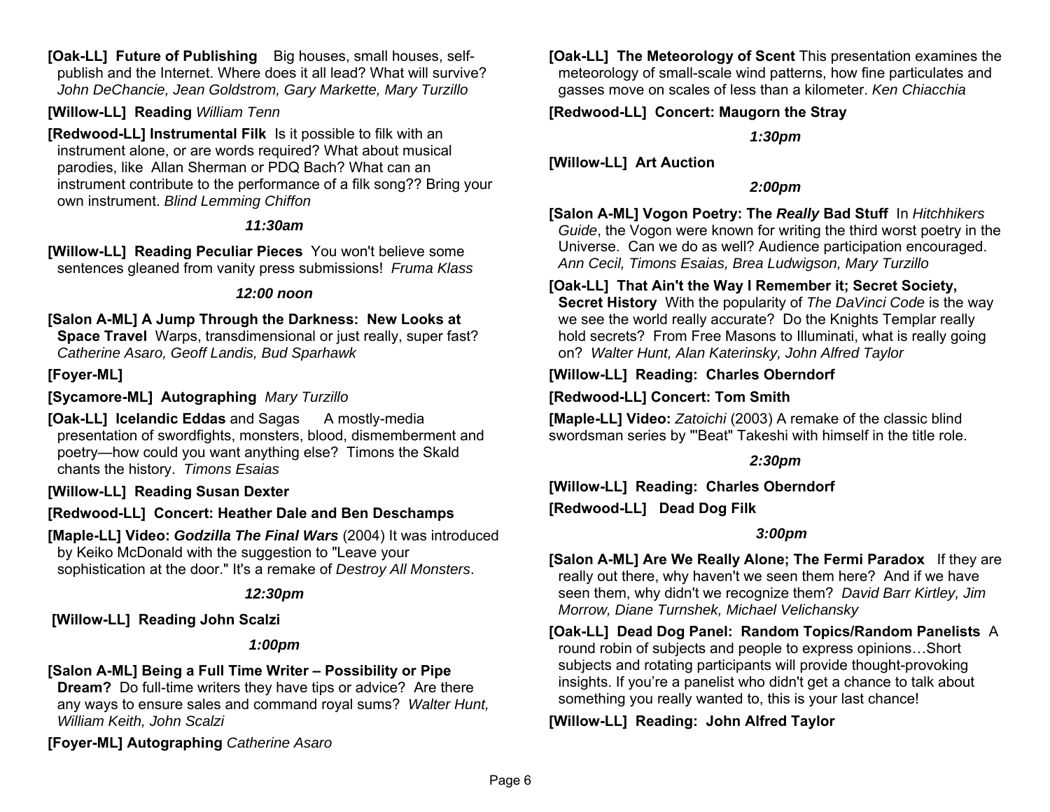**[Oak-LL] Future of Publishing** Big houses, small houses, self-publish and the Internet. Where does it all lead? What will survive? *John DeChancie, Jean Goldstrom, Gary Markette, Mary Turzillo*

**[Willow-LL] Reading** *William Tenn*

**[Redwood-LL] Instrumental Filk** Is it possible to filk with an instrument alone, or are words required? What about musical parodies, like Allan Sherman or PDQ Bach? What can an instrument contribute to the performance of a filk song?? Bring your own instrument. *Blind Lemming Chiffon*

### *11:30am*

**[Willow-LL] Reading Peculiar Pieces** You won't believe some sentences gleaned from vanity press submissions! *Fruma Klass*

### *12:00 noon*

**[Salon A-ML] A Jump Through the Darkness: New Looks at Space Travel** Warps, transdimensional or just really, super fast? *Catherine Asaro, Geoff Landis, Bud Sparhawk*

**[Foyer-ML]**

**[Sycamore-ML] Autographing** *Mary Turzillo*

**[Oak-LL] Icelandic Eddas** and Sagas A mostly-media presentation of swordfights, monsters, blood, dismemberment and poetry—how could you want anything else? Timons the Skald chants the history. *Timons Esaias*

**[Willow-LL] Reading Susan Dexter**

**[Redwood-LL] Concert: Heather Dale and Ben Deschamps**

**[Maple-LL] Video: *Godzilla The Final Wars*** (2004) It was introduced by Keiko McDonald with the suggestion to "Leave your sophistication at the door." It's a remake of *Destroy All Monsters*.

### *12:30pm*

**[Willow-LL] Reading John Scalzi**

### *1:00pm*

**[Salon A-ML] Being a Full Time Writer – Possibility or Pipe Dream?** Do full-time writers they have tips or advice? Are there any ways to ensure sales and command royal sums? *Walter Hunt, William Keith, John Scalzi*

**[Foyer-ML] Autographing** *Catherine Asaro*

**[Oak-LL] The Meteorology of Scent** This presentation examines the meteorology of small-scale wind patterns, how fine particulates and gasses move on scales of less than a kilometer. *Ken Chiacchia*

**[Redwood-LL] Concert: Maugorn the Stray**

### *1:30pm*

**[Willow-LL] Art Auction**

### *2:00pm*

**[Salon A-ML] Vogon Poetry: The *Really* Bad Stuff** In *Hitchhikers Guide*, the Vogon were known for writing the third worst poetry in the Universe. Can we do as well? Audience participation encouraged. *Ann Cecil, Timons Esaias, Brea Ludwigson, Mary Turzillo*

**[Oak-LL] That Ain't the Way I Remember it; Secret Society, Secret History** With the popularity of *The DaVinci Code* is the way we see the world really accurate? Do the Knights Templar really hold secrets? From Free Masons to Illuminati, what is really going on? *Walter Hunt, Alan Katerinsky, John Alfred Taylor*

**[Willow-LL] Reading: Charles Oberndorf**

**[Redwood-LL] Concert: Tom Smith**

**[Maple-LL] Video:** *Zatoichi* (2003) A remake of the classic blind swordsman series by "'Beat" Takeshi with himself in the title role.

### *2:30pm*

**[Willow-LL] Reading: Charles Oberndorf**

**[Redwood-LL] Dead Dog Filk**

### *3:00pm*

**[Salon A-ML] Are We Really Alone; The Fermi Paradox** If they are really out there, why haven't we seen them here? And if we have seen them, why didn't we recognize them? *David Barr Kirtley, Jim Morrow, Diane Turnshek, Michael Velichansky*

**[Oak-LL] Dead Dog Panel: Random Topics/Random Panelists** A round robin of subjects and people to express opinions…Short subjects and rotating participants will provide thought-provoking insights. If you're a panelist who didn't get a chance to talk about something you really wanted to, this is your last chance!

**[Willow-LL] Reading: John Alfred Taylor**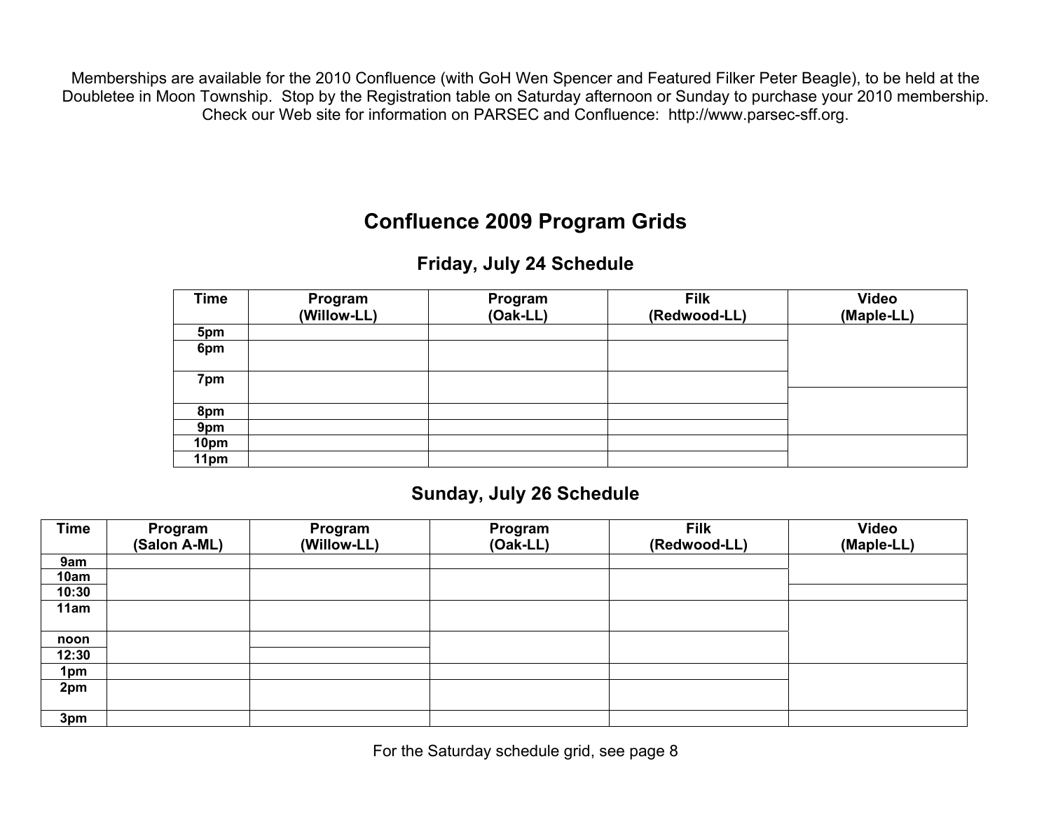Memberships are available for the 2010 Confluence (with GoH Wen Spencer and Featured Filker Peter Beagle), to be held at the Doubletee in Moon Township. Stop by the Registration table on Saturday afternoon or Sunday to purchase your 2010 membership. Check our Web site for information on PARSEC and Confluence: http://www.parsec-sff.org.

# Confluence 2009 Program Grids

## Friday, July 24 Schedule

| Time | Program (Willow-LL) | Program (Oak-LL) | Filk (Redwood-LL) | Video (Maple-LL) |
|---|---|---|---|---|
| 5pm | | | | |
| 6pm | | | | |
| 7pm | | | | |
| 8pm | | | | |
| 9pm | | | | |
| 10pm | | | | |
| 11pm | | | | |

## Sunday, July 26 Schedule

| Time | Program (Salon A-ML) | Program (Willow-LL) | Program (Oak-LL) | Filk (Redwood-LL) | Video (Maple-LL) |
|---|---|---|---|---|---|
| 9am | | | | | |
| 10am | | | | | |
| 10:30 | | | | | |
| 11am | | | | | |
| noon | | | | | |
| 12:30 | | | | | |
| 1pm | | | | | |
| 2pm | | | | | |
| 3pm | | | | | |

For the Saturday schedule grid, see page 8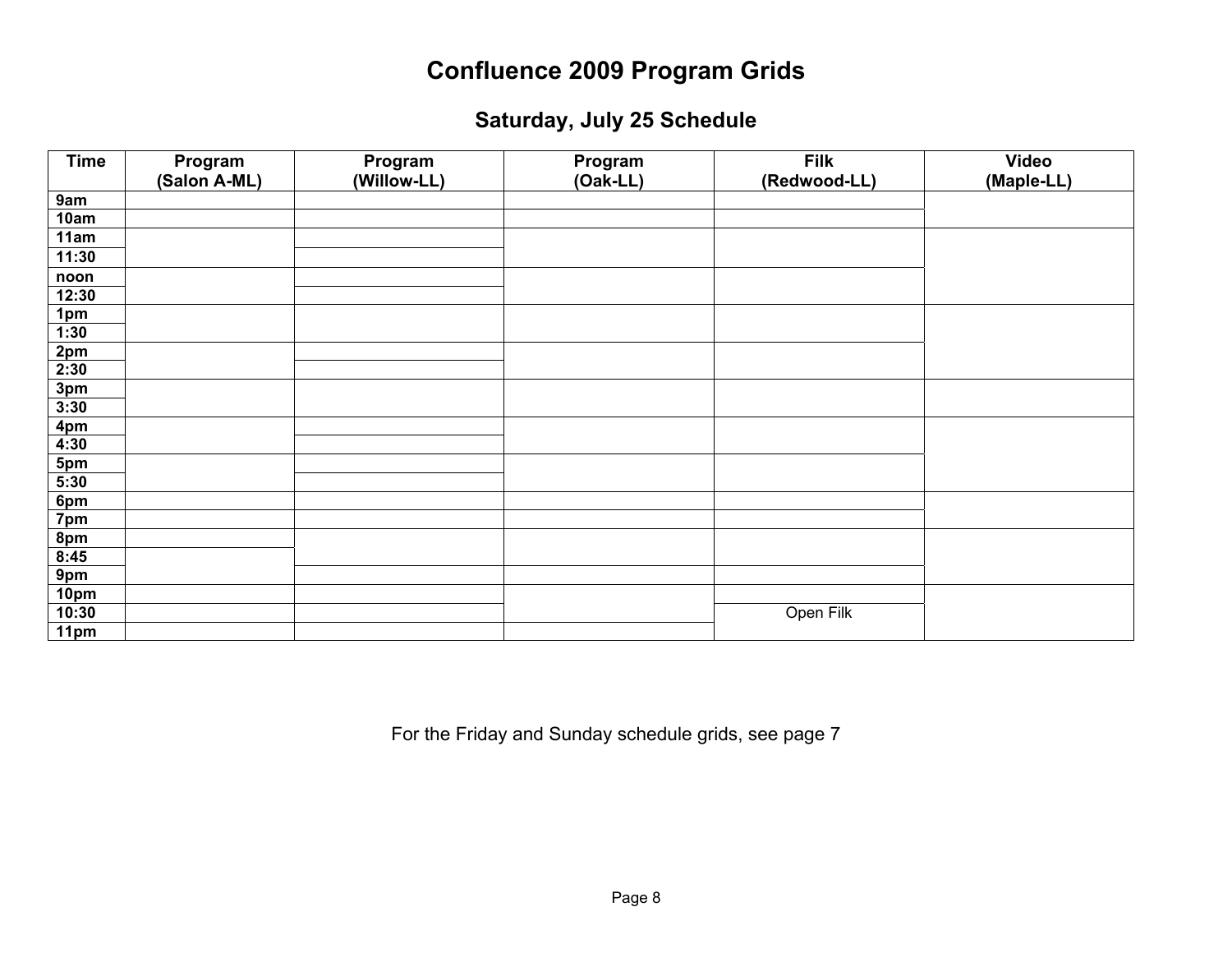# Confluence 2009 Program Grids

## Saturday, July 25 Schedule

| Time | Program (Salon A-ML) | Program (Willow-LL) | Program (Oak-LL) | Filk (Redwood-LL) | Video (Maple-LL) |
|---|---|---|---|---|---|
| 9am | | | | | |
| 10am | | | | | |
| 11am | | | | | |
| 11:30 | | | | | |
| noon | | | | | |
| 12:30 | | | | | |
| 1pm | | | | | |
| 1:30 | | | | | |
| 2pm | | | | | |
| 2:30 | | | | | |
| 3pm | | | | | |
| 3:30 | | | | | |
| 4pm | | | | | |
| 4:30 | | | | | |
| 5pm | | | | | |
| 5:30 | | | | | |
| 6pm | | | | | |
| 7pm | | | | | |
| 8pm | | | | | |
| 8:45 | | | | | |
| 9pm | | | | | |
| 10pm | | | | | |
| 10:30 | | | | Open Filk | |
| 11pm | | | | | |

For the Friday and Sunday schedule grids, see page 7